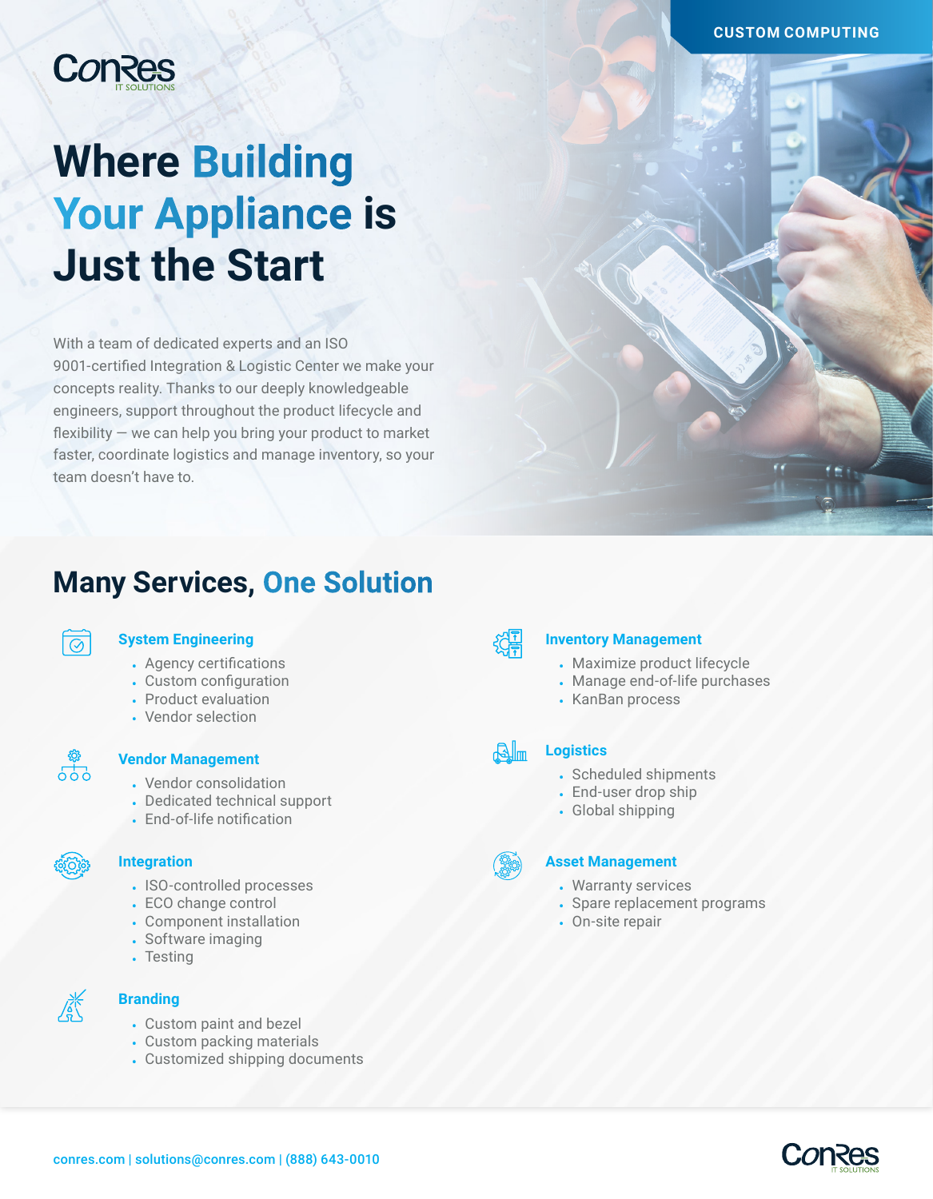CUSTOM COMPUTING

# Where Building Your Appliance is Just the Start

With a team of dedicated experts and an ISO 9001-certified Integration & Logistic Center we make your concepts reality. Thanks to our deeply knowledgeable engineers, support throughout the product lifecycle and flexibility — we can help you bring your product to market faster, coordinate logistics and manage inventory, so your team doesn't have to.

## Many Services, One Solution

### System Engineering

- Agency certifications
- Custom configuration
- Product evaluation
- Vendor selection

### Vendor Management

- Vendor consolidation
- Dedicated technical support
- End-of-life notification

### Integration

- ISO-controlled processes
- ECO change control
- Component installation
- Software imaging
- Testing

### Branding

- Custom paint and bezel
- Custom packing materials
- Customized shipping documents

### Inventory Management

- Maximize product lifecycle
- Manage end-of-life purchases
- KanBan process

### Logistics

- Scheduled shipments
- End-user drop ship
- Global shipping

### Asset Management

- Warranty services
- Spare replacement programs
- On-site repair

conres.com | solutions@conres.com | (888) 643-0010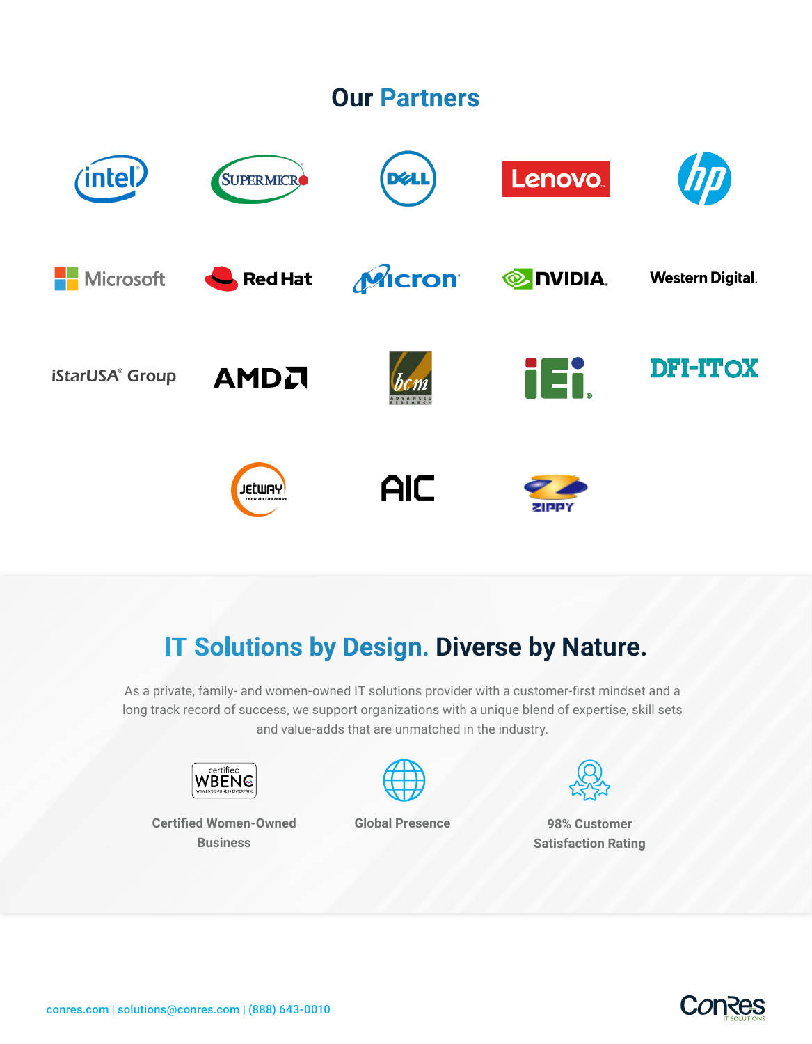## Our Partners

## IT Solutions by Design. Diverse by Nature.

As a private, family- and women-owned IT solutions provider with a customer-first mindset and a long track record of success, we support organizations with a unique blend of expertise, skill sets and value-adds that are unmatched in the industry.

Certified Women-Owned Business

Global Presence

98% Customer Satisfaction Rating

conres.com | solutions@conres.com | (888) 643-0010